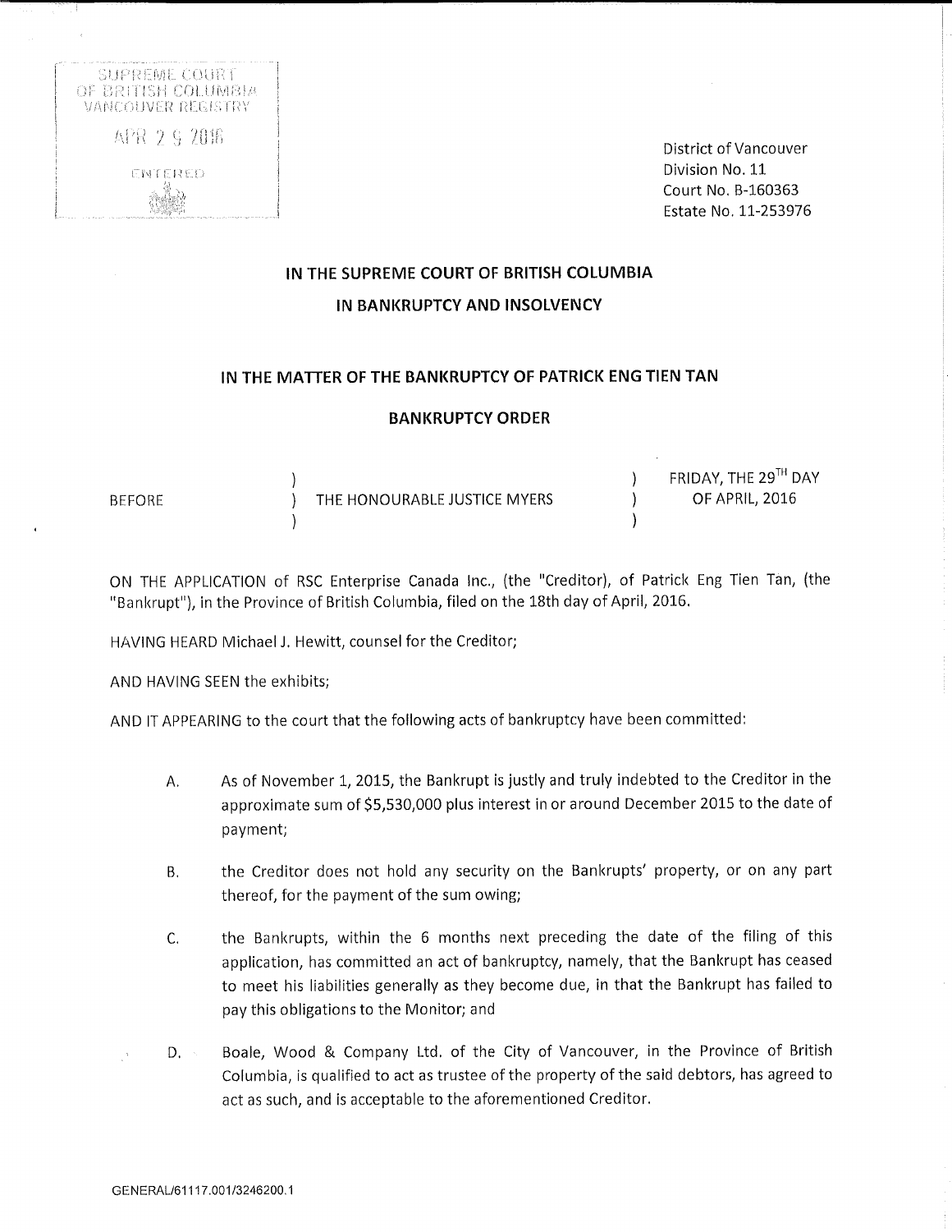SUPREME COURT
OF BRITISH COLUMBIA
VANCOUVER REGISTRY

APR 29 2016

ENTERED

District of Vancouver
Division No. 11
Court No. B-160363
Estate No. 11-253976

## IN THE SUPREME COURT OF BRITISH COLUMBIA
## IN BANKRUPTCY AND INSOLVENCY

## IN THE MATTER OF THE BANKRUPTCY OF PATRICK ENG TIEN TAN

## BANKRUPTCY ORDER

| BEFORE | THE HONOURABLE JUSTICE MYERS | FRIDAY, THE 29TH DAY OF APRIL, 2016 |
|---|---|---|

ON THE APPLICATION of RSC Enterprise Canada Inc., (the "Creditor), of Patrick Eng Tien Tan, (the "Bankrupt"), in the Province of British Columbia, filed on the 18th day of April, 2016.

HAVING HEARD Michael J. Hewitt, counsel for the Creditor;

AND HAVING SEEN the exhibits;

AND IT APPEARING to the court that the following acts of bankruptcy have been committed:

A. As of November 1, 2015, the Bankrupt is justly and truly indebted to the Creditor in the approximate sum of $5,530,000 plus interest in or around December 2015 to the date of payment;

B. the Creditor does not hold any security on the Bankrupts' property, or on any part thereof, for the payment of the sum owing;

C. the Bankrupts, within the 6 months next preceding the date of the filing of this application, has committed an act of bankruptcy, namely, that the Bankrupt has ceased to meet his liabilities generally as they become due, in that the Bankrupt has failed to pay this obligations to the Monitor; and

D. Boale, Wood & Company Ltd. of the City of Vancouver, in the Province of British Columbia, is qualified to act as trustee of the property of the said debtors, has agreed to act as such, and is acceptable to the aforementioned Creditor.

GENERAL/61117.001/3246200.1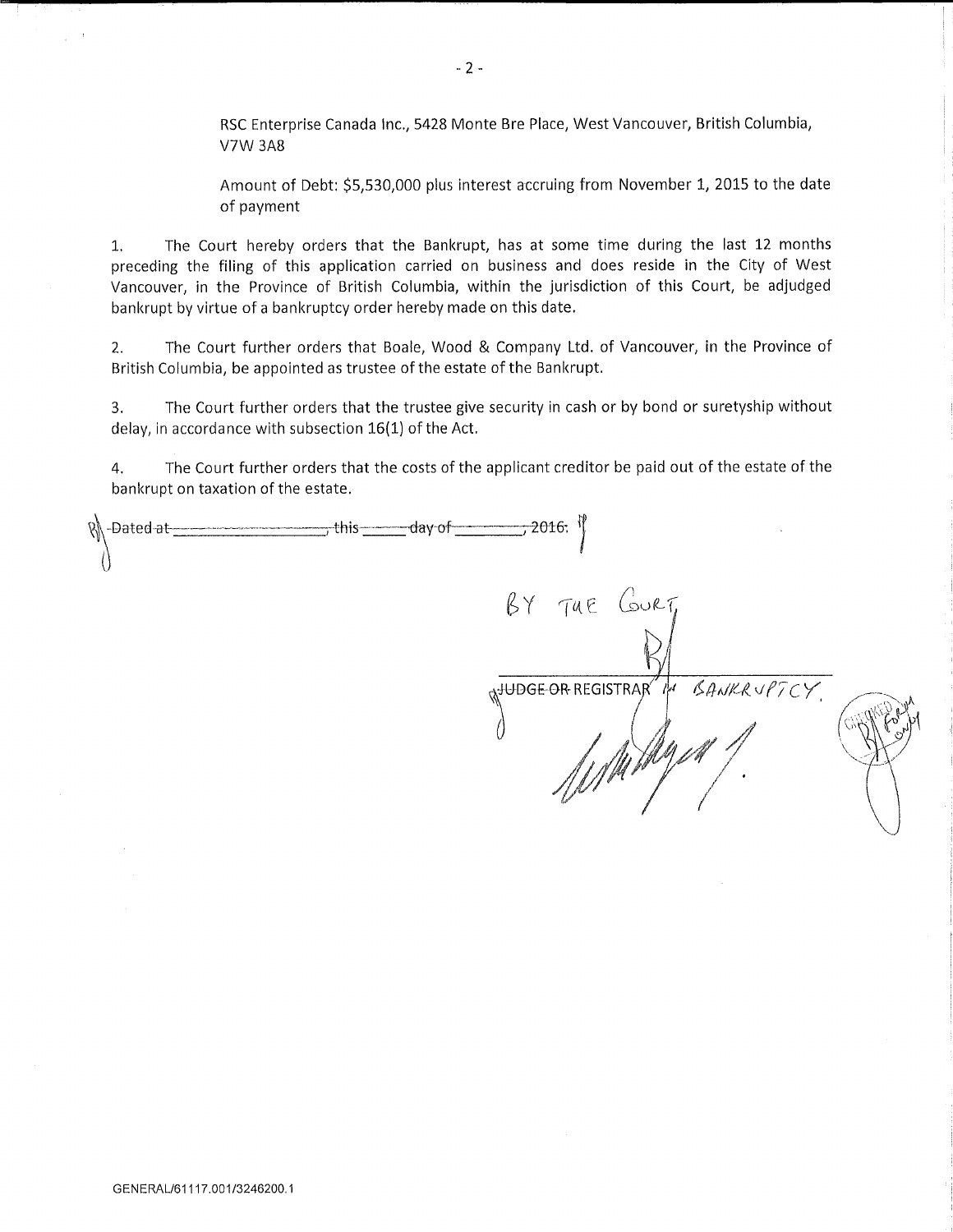RSC Enterprise Canada Inc., 5428 Monte Bre Place, West Vancouver, British Columbia, V7W 3A8

Amount of Debt: $5,530,000 plus interest accruing from November 1, 2015 to the date of payment

1. The Court hereby orders that the Bankrupt, has at some time during the last 12 months preceding the filing of this application carried on business and does reside in the City of West Vancouver, in the Province of British Columbia, within the jurisdiction of this Court, be adjudged bankrupt by virtue of a bankruptcy order hereby made on this date.

2. The Court further orders that Boale, Wood & Company Ltd. of Vancouver, in the Province of British Columbia, be appointed as trustee of the estate of the Bankrupt.

3. The Court further orders that the trustee give security in cash or by bond or suretyship without delay, in accordance with subsection 16(1) of the Act.

4. The Court further orders that the costs of the applicant creditor be paid out of the estate of the bankrupt on taxation of the estate.

~~Dated at \_\_\_\_\_\_\_\_\_\_, this \_\_\_\_\_ day of \_\_\_\_\_\_\_, 2016.~~

BY THE COURT

\_\_\_\_\_\_\_\_\_\_\_\_\_\_\_\_\_\_\_\_\_\_\_\_\_\_\_\_\_\_

~~JUDGE OR~~ REGISTRAR IN BANKRUPTCY

CHECKED FOR FORM ONLY

GENERAL/61117.001/3246200.1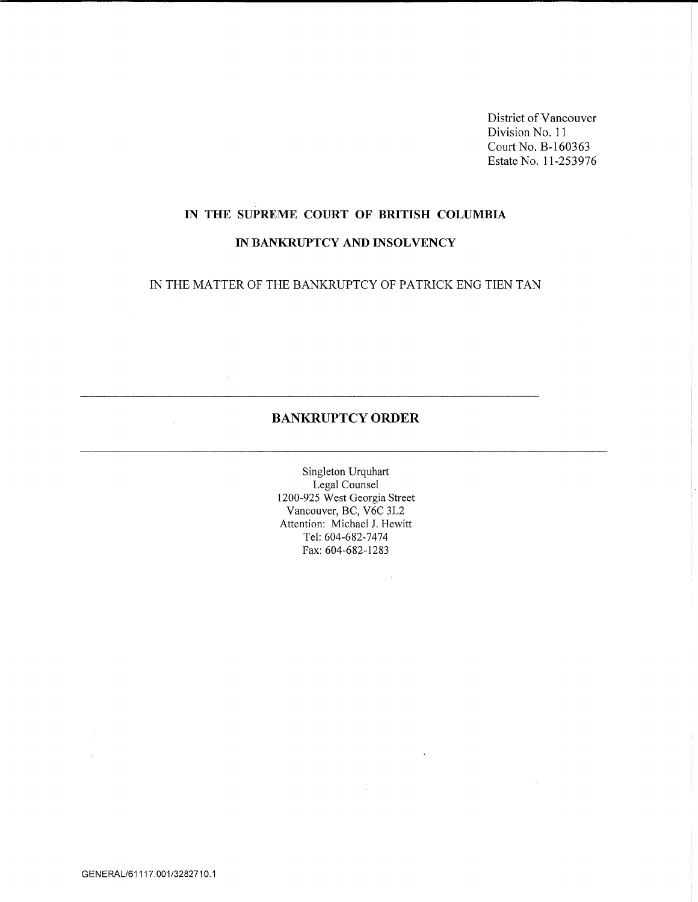District of Vancouver
Division No. 11
Court No. B-160363
Estate No. 11-253976

**IN THE SUPREME COURT OF BRITISH COLUMBIA**

**IN BANKRUPTCY AND INSOLVENCY**

IN THE MATTER OF THE BANKRUPTCY OF PATRICK ENG TIEN TAN

---

## BANKRUPTCY ORDER

---

Singleton Urquhart
Legal Counsel
1200-925 West Georgia Street
Vancouver, BC, V6C 3L2
Attention: Michael J. Hewitt
Tel: 604-682-7474
Fax: 604-682-1283

GENERAL/61117.001/3282710.1